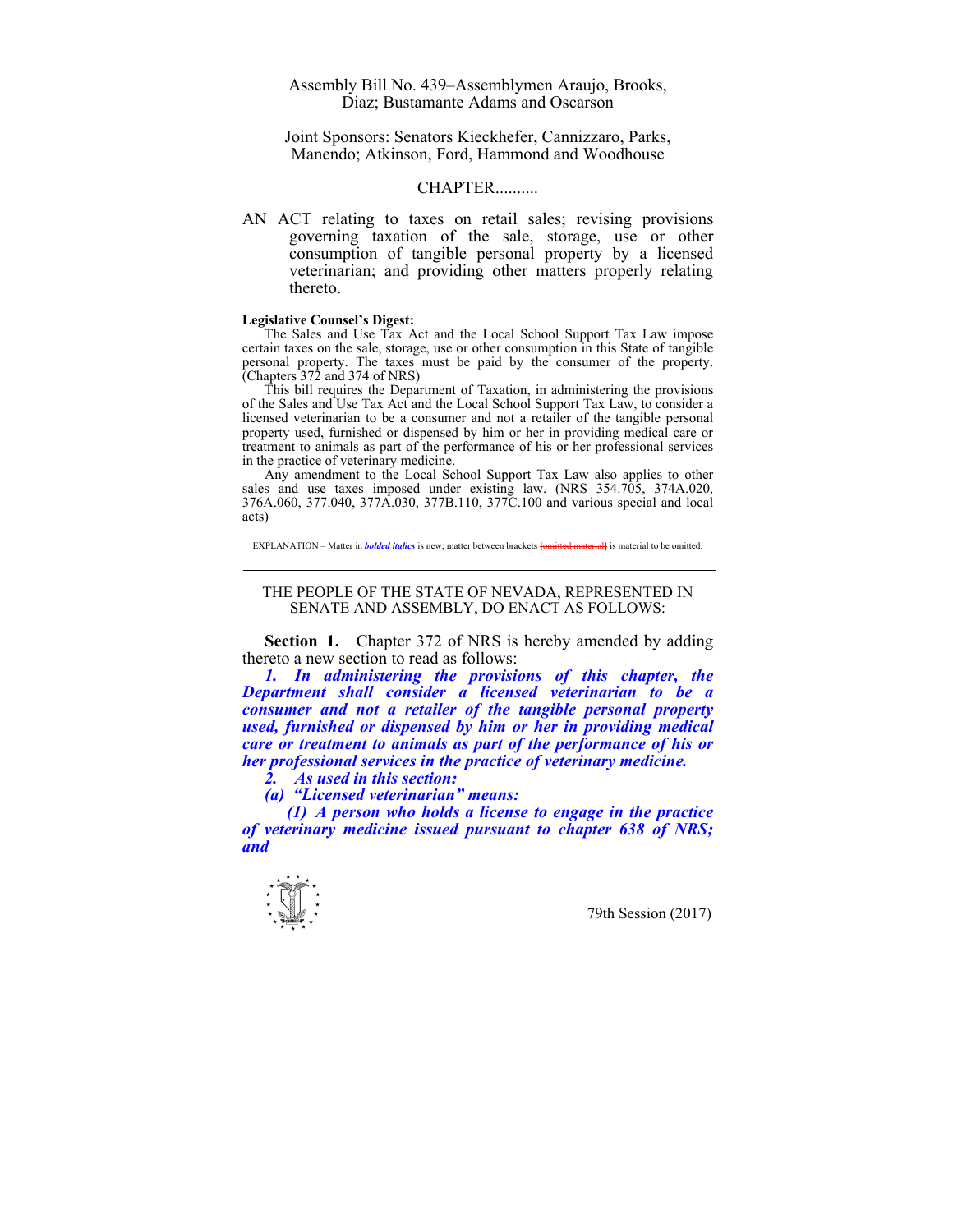Assembly Bill No. 439–Assemblymen Araujo, Brooks, Diaz; Bustamante Adams and Oscarson

Joint Sponsors: Senators Kieckhefer, Cannizzaro, Parks, Manendo; Atkinson, Ford, Hammond and Woodhouse

CHAPTER..........

AN ACT relating to taxes on retail sales; revising provisions governing taxation of the sale, storage, use or other consumption of tangible personal property by a licensed veterinarian; and providing other matters properly relating thereto.

**Legislative Counsel's Digest:**

The Sales and Use Tax Act and the Local School Support Tax Law impose certain taxes on the sale, storage, use or other consumption in this State of tangible personal property. The taxes must be paid by the consumer of the property. (Chapters 372 and 374 of NRS)

This bill requires the Department of Taxation, in administering the provisions of the Sales and Use Tax Act and the Local School Support Tax Law, to consider a licensed veterinarian to be a consumer and not a retailer of the tangible personal property used, furnished or dispensed by him or her in providing medical care or treatment to animals as part of the performance of his or her professional services in the practice of veterinary medicine.

Any amendment to the Local School Support Tax Law also applies to other sales and use taxes imposed under existing law. (NRS 354.705, 374A.020, 376A.060, 377.040, 377A.030, 377B.110, 377C.100 and various special and local acts)

EXPLANATION – Matter in ***bolded italics*** is new; matter between brackets [~~omitted material~~] is material to be omitted.

---

THE PEOPLE OF THE STATE OF NEVADA, REPRESENTED IN SENATE AND ASSEMBLY, DO ENACT AS FOLLOWS:

**Section 1.** Chapter 372 of NRS is hereby amended by adding thereto a new section to read as follows:

***1. In administering the provisions of this chapter, the Department shall consider a licensed veterinarian to be a consumer and not a retailer of the tangible personal property used, furnished or dispensed by him or her in providing medical care or treatment to animals as part of the performance of his or her professional services in the practice of veterinary medicine.***

***2. As used in this section:***

***(a) "Licensed veterinarian" means:***

***(1) A person who holds a license to engage in the practice of veterinary medicine issued pursuant to chapter 638 of NRS; and***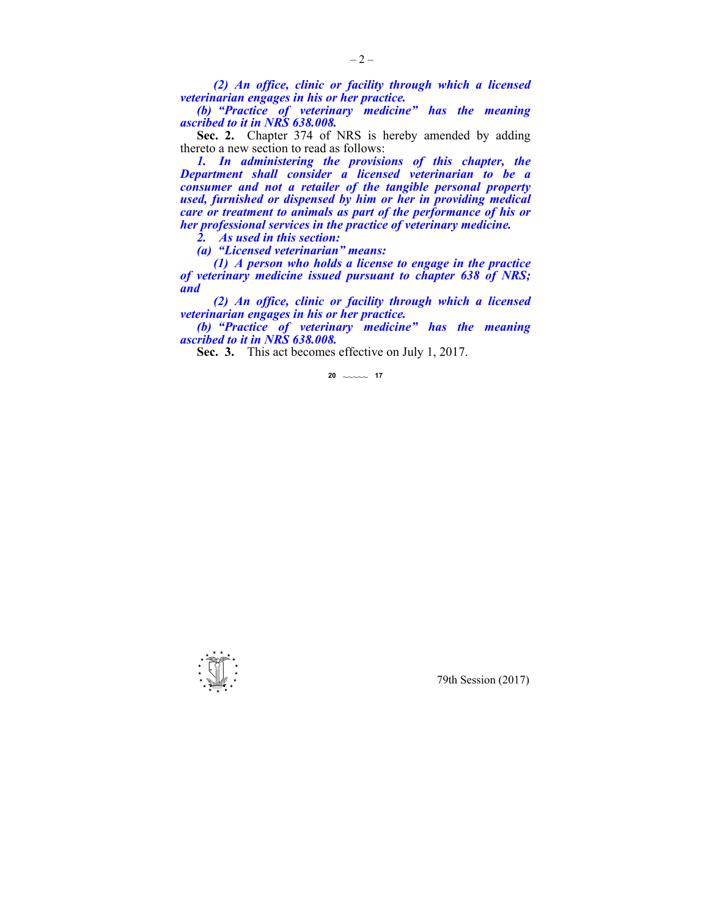*(2) An office, clinic or facility through which a licensed veterinarian engages in his or her practice.*

*(b) "Practice of veterinary medicine" has the meaning ascribed to it in NRS 638.008.*

**Sec. 2.** Chapter 374 of NRS is hereby amended by adding thereto a new section to read as follows:

*1. In administering the provisions of this chapter, the Department shall consider a licensed veterinarian to be a consumer and not a retailer of the tangible personal property used, furnished or dispensed by him or her in providing medical care or treatment to animals as part of the performance of his or her professional services in the practice of veterinary medicine.*

*2. As used in this section:*

*(a) "Licensed veterinarian" means:*

*(1) A person who holds a license to engage in the practice of veterinary medicine issued pursuant to chapter 638 of NRS; and*

*(2) An office, clinic or facility through which a licensed veterinarian engages in his or her practice.*

*(b) "Practice of veterinary medicine" has the meaning ascribed to it in NRS 638.008.*

**Sec. 3.** This act becomes effective on July 1, 2017.